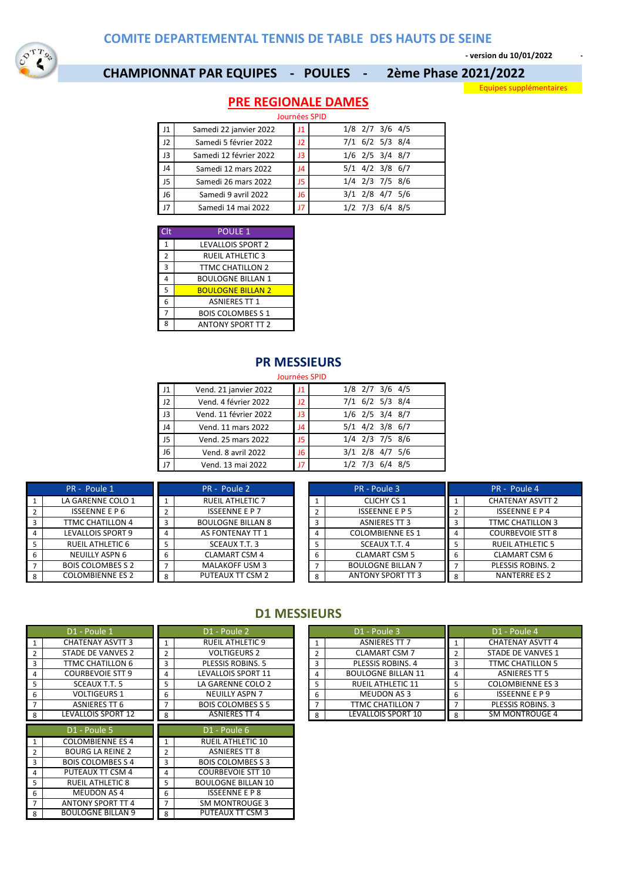# COMITE DEPARTEMENTAL TENNIS DE TABLE DES HAUTS DE SEINE

- version du 10/01/2022

## CHAMPIONNAT PAR EQUIPES - POULES - 2ème Phase 2021/2022

Equipes supplémentaires

## PRE REGIONALE DAMES

Journées SPID

| | | | |
|---|---|---|---|
| J1 | Samedi 22 janvier 2022 | J1 | 1/8 2/7 3/6 4/5 |
| J2 | Samedi 5 février 2022 | J2 | 7/1 6/2 5/3 8/4 |
| J3 | Samedi 12 février 2022 | J3 | 1/6 2/5 3/4 8/7 |
| J4 | Samedi 12 mars 2022 | J4 | 5/1 4/2 3/8 6/7 |
| J5 | Samedi 26 mars 2022 | J5 | 1/4 2/3 7/5 8/6 |
| J6 | Samedi 9 avril 2022 | J6 | 3/1 2/8 4/7 5/6 |
| J7 | Samedi 14 mai 2022 | J7 | 1/2 7/3 6/4 8/5 |

| Clt | POULE 1 |
|---|---|
| 1 | LEVALLOIS SPORT 2 |
| 2 | RUEIL ATHLETIC 3 |
| 3 | TTMC CHATILLON 2 |
| 4 | BOULOGNE BILLAN 1 |
| 5 | BOULOGNE BILLAN 2 |
| 6 | ASNIERES TT 1 |
| 7 | BOIS COLOMBES S 1 |
| 8 | ANTONY SPORT TT 2 |

## PR MESSIEURS

Journées SPID

| | | | |
|---|---|---|---|
| J1 | Vend. 21 janvier 2022 | J1 | 1/8 2/7 3/6 4/5 |
| J2 | Vend. 4 février 2022 | J2 | 7/1 6/2 5/3 8/4 |
| J3 | Vend. 11 février 2022 | J3 | 1/6 2/5 3/4 8/7 |
| J4 | Vend. 11 mars 2022 | J4 | 5/1 4/2 3/8 6/7 |
| J5 | Vend. 25 mars 2022 | J5 | 1/4 2/3 7/5 8/6 |
| J6 | Vend. 8 avril 2022 | J6 | 3/1 2/8 4/7 5/6 |
| J7 | Vend. 13 mai 2022 | J7 | 1/2 7/3 6/4 8/5 |

| | PR - Poule 1 | | PR - Poule 2 | | PR - Poule 3 | | PR - Poule 4 |
|---|---|---|---|---|---|---|---|
| 1 | LA GARENNE COLO 1 | 1 | RUEIL ATHLETIC 7 | 1 | CLICHY CS 1 | 1 | CHATENAY ASVTT 2 |
| 2 | ISSEENNE E P 6 | 2 | ISSEENNE E P 7 | 2 | ISSEENNE E P 5 | 2 | ISSEENNE E P 4 |
| 3 | TTMC CHATILLON 4 | 3 | BOULOGNE BILLAN 8 | 3 | ASNIERES TT 3 | 3 | TTMC CHATILLON 3 |
| 4 | LEVALLOIS SPORT 9 | 4 | AS FONTENAY TT 1 | 4 | COLOMBIENNE ES 1 | 4 | COURBEVOIE STT 8 |
| 5 | RUEIL ATHLETIC 6 | 5 | SCEAUX T.T. 3 | 5 | SCEAUX T.T. 4 | 5 | RUEIL ATHLETIC 5 |
| 6 | NEUILLY ASPN 6 | 6 | CLAMART CSM 4 | 6 | CLAMART CSM 5 | 6 | CLAMART CSM 6 |
| 7 | BOIS COLOMBES S 2 | 7 | MALAKOFF USM 3 | 7 | BOULOGNE BILLAN 7 | 7 | PLESSIS ROBINS. 2 |
| 8 | COLOMBIENNE ES 2 | 8 | PUTEAUX TT CSM 2 | 8 | ANTONY SPORT TT 3 | 8 | NANTERRE ES 2 |

## D1 MESSIEURS

| | D1 - Poule 1 | | D1 - Poule 2 | | D1 - Poule 3 | | D1 - Poule 4 |
|---|---|---|---|---|---|---|---|
| 1 | CHATENAY ASVTT 3 | 1 | RUEIL ATHLETIC 9 | 1 | ASNIERES TT 7 | 1 | CHATENAY ASVTT 4 |
| 2 | STADE DE VANVES 2 | 2 | VOLTIGEURS 2 | 2 | CLAMART CSM 7 | 2 | STADE DE VANVES 1 |
| 3 | TTMC CHATILLON 6 | 3 | PLESSIS ROBINS. 5 | 3 | PLESSIS ROBINS. 4 | 3 | TTMC CHATILLON 5 |
| 4 | COURBEVOIE STT 9 | 4 | LEVALLOIS SPORT 11 | 4 | BOULOGNE BILLAN 11 | 4 | ASNIERES TT 5 |
| 5 | SCEAUX T.T. 5 | 5 | LA GARENNE COLO 2 | 5 | RUEIL ATHLETIC 11 | 5 | COLOMBIENNE ES 3 |
| 6 | VOLTIGEURS 1 | 6 | NEUILLY ASPN 7 | 6 | MEUDON AS 3 | 6 | ISSEENNE E P 9 |
| 7 | ASNIERES TT 6 | 7 | BOIS COLOMBES S 5 | 7 | TTMC CHATILLON 7 | 7 | PLESSIS ROBINS. 3 |
| 8 | LEVALLOIS SPORT 12 | 8 | ASNIERES TT 4 | 8 | LEVALLOIS SPORT 10 | 8 | SM MONTROUGE 4 |

| | D1 - Poule 5 | | D1 - Poule 6 |
|---|---|---|---|
| 1 | COLOMBIENNE ES 4 | 1 | RUEIL ATHLETIC 10 |
| 2 | BOURG LA REINE 2 | 2 | ASNIERES TT 8 |
| 3 | BOIS COLOMBES S 4 | 3 | BOIS COLOMBES S 3 |
| 4 | PUTEAUX TT CSM 4 | 4 | COURBEVOIE STT 10 |
| 5 | RUEIL ATHLETIC 8 | 5 | BOULOGNE BILLAN 10 |
| 6 | MEUDON AS 4 | 6 | ISSEENNE E P 8 |
| 7 | ANTONY SPORT TT 4 | 7 | SM MONTROUGE 3 |
| 8 | BOULOGNE BILLAN 9 | 8 | PUTEAUX TT CSM 3 |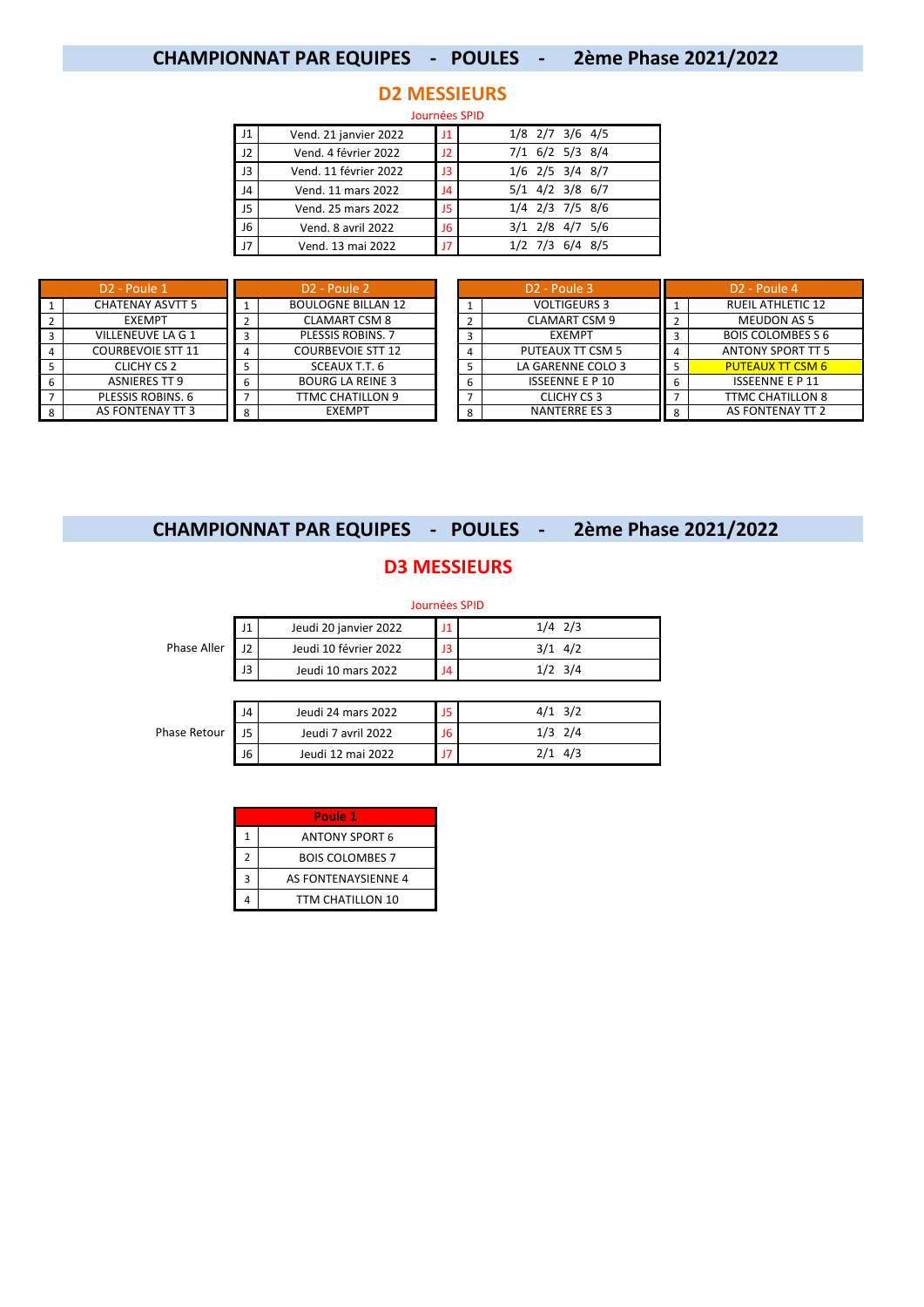## CHAMPIONNAT PAR EQUIPES - POULES - 2ème Phase 2021/2022

### D2 MESSIEURS

Journées SPID

| | | | |
|---|---|---|---|
| J1 | Vend. 21 janvier 2022 | J1 | 1/8 2/7 3/6 4/5 |
| J2 | Vend. 4 février 2022 | J2 | 7/1 6/2 5/3 8/4 |
| J3 | Vend. 11 février 2022 | J3 | 1/6 2/5 3/4 8/7 |
| J4 | Vend. 11 mars 2022 | J4 | 5/1 4/2 3/8 6/7 |
| J5 | Vend. 25 mars 2022 | J5 | 1/4 2/3 7/5 8/6 |
| J6 | Vend. 8 avril 2022 | J6 | 3/1 2/8 4/7 5/6 |
| J7 | Vend. 13 mai 2022 | J7 | 1/2 7/3 6/4 8/5 |

| | D2 - Poule 1 |
|---|---|
| 1 | CHATENAY ASVTT 5 |
| 2 | EXEMPT |
| 3 | VILLENEUVE LA G 1 |
| 4 | COURBEVOIE STT 11 |
| 5 | CLICHY CS 2 |
| 6 | ASNIERES TT 9 |
| 7 | PLESSIS ROBINS. 6 |
| 8 | AS FONTENAY TT 3 |

| | D2 - Poule 2 |
|---|---|
| 1 | BOULOGNE BILLAN 12 |
| 2 | CLAMART CSM 8 |
| 3 | PLESSIS ROBINS. 7 |
| 4 | COURBEVOIE STT 12 |
| 5 | SCEAUX T.T. 6 |
| 6 | BOURG LA REINE 3 |
| 7 | TTMC CHATILLON 9 |
| 8 | EXEMPT |

| | D2 - Poule 3 |
|---|---|
| 1 | VOLTIGEURS 3 |
| 2 | CLAMART CSM 9 |
| 3 | EXEMPT |
| 4 | PUTEAUX TT CSM 5 |
| 5 | LA GARENNE COLO 3 |
| 6 | ISSEENNE E P 10 |
| 7 | CLICHY CS 3 |
| 8 | NANTERRE ES 3 |

| | D2 - Poule 4 |
|---|---|
| 1 | RUEIL ATHLETIC 12 |
| 2 | MEUDON AS 5 |
| 3 | BOIS COLOMBES S 6 |
| 4 | ANTONY SPORT TT 5 |
| 5 | PUTEAUX TT CSM 6 |
| 6 | ISSEENNE E P 11 |
| 7 | TTMC CHATILLON 8 |
| 8 | AS FONTENAY TT 2 |

## CHAMPIONNAT PAR EQUIPES - POULES - 2ème Phase 2021/2022

### D3 MESSIEURS

Journées SPID

| | | | | |
|---|---|---|---|---|
| Phase Aller | J1 | Jeudi 20 janvier 2022 | J1 | 1/4 2/3 |
| | J2 | Jeudi 10 février 2022 | J3 | 3/1 4/2 |
| | J3 | Jeudi 10 mars 2022 | J4 | 1/2 3/4 |
| Phase Retour | J4 | Jeudi 24 mars 2022 | J5 | 4/1 3/2 |
| | J5 | Jeudi 7 avril 2022 | J6 | 1/3 2/4 |
| | J6 | Jeudi 12 mai 2022 | J7 | 2/1 4/3 |

| | Poule 1 |
|---|---|
| 1 | ANTONY SPORT 6 |
| 2 | BOIS COLOMBES 7 |
| 3 | AS FONTENAYSIENNE 4 |
| 4 | TTM CHATILLON 10 |